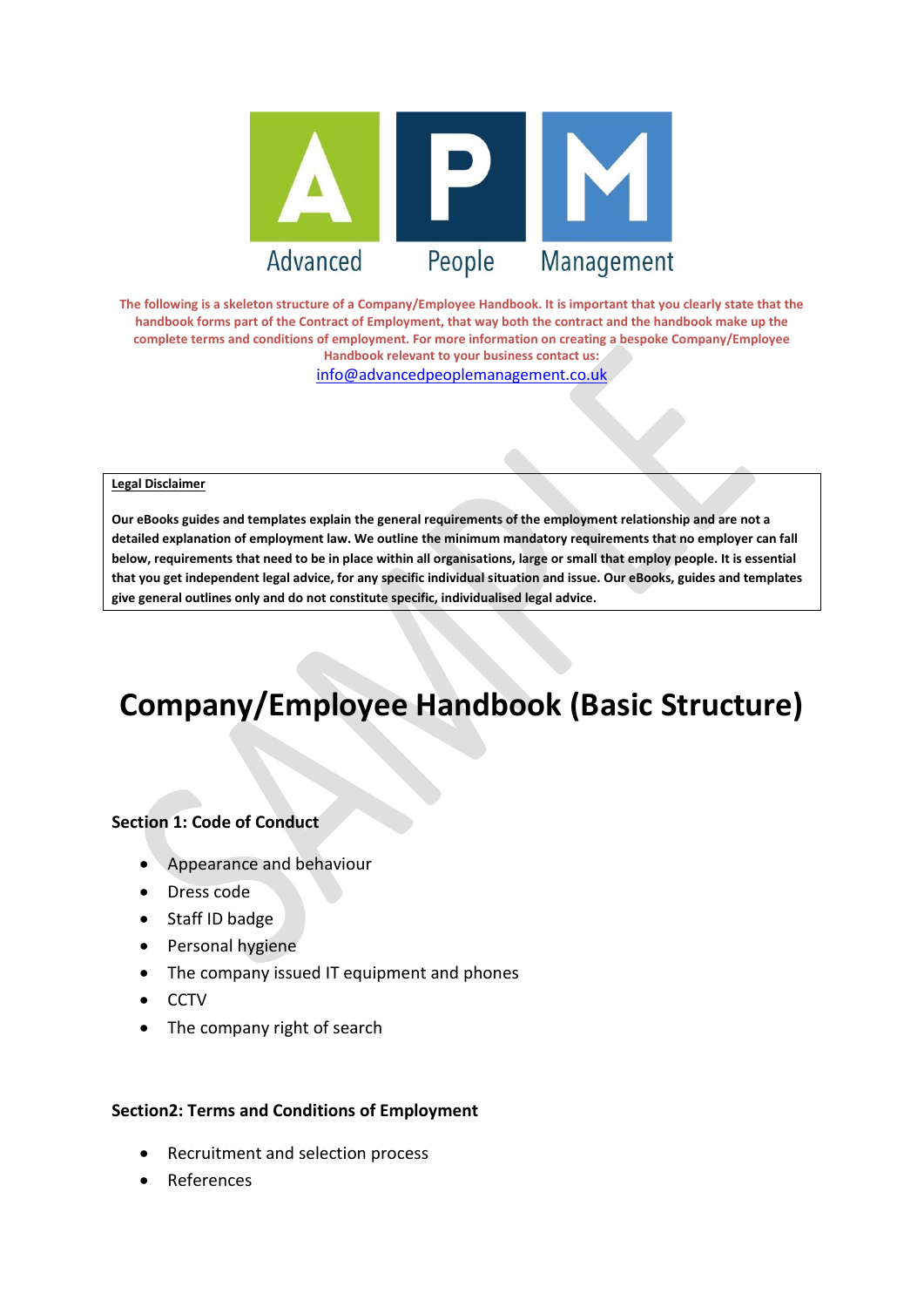Advanced People Management

**The following is a skeleton structure of a Company/Employee Handbook. It is important that you clearly state that the handbook forms part of the Contract of Employment, that way both the contract and the handbook make up the complete terms and conditions of employment. For more information on creating a bespoke Company/Employee Handbook relevant to your business contact us:**

info@advancedpeoplemanagement.co.uk

**Legal Disclaimer**

**Our eBooks guides and templates explain the general requirements of the employment relationship and are not a detailed explanation of employment law. We outline the minimum mandatory requirements that no employer can fall below, requirements that need to be in place within all organisations, large or small that employ people. It is essential that you get independent legal advice, for any specific individual situation and issue. Our eBooks, guides and templates give general outlines only and do not constitute specific, individualised legal advice.**

# Company/Employee Handbook (Basic Structure)

### Section 1: Code of Conduct

- Appearance and behaviour
- Dress code
- Staff ID badge
- Personal hygiene
- The company issued IT equipment and phones
- CCTV
- The company right of search

### Section2: Terms and Conditions of Employment

- Recruitment and selection process
- References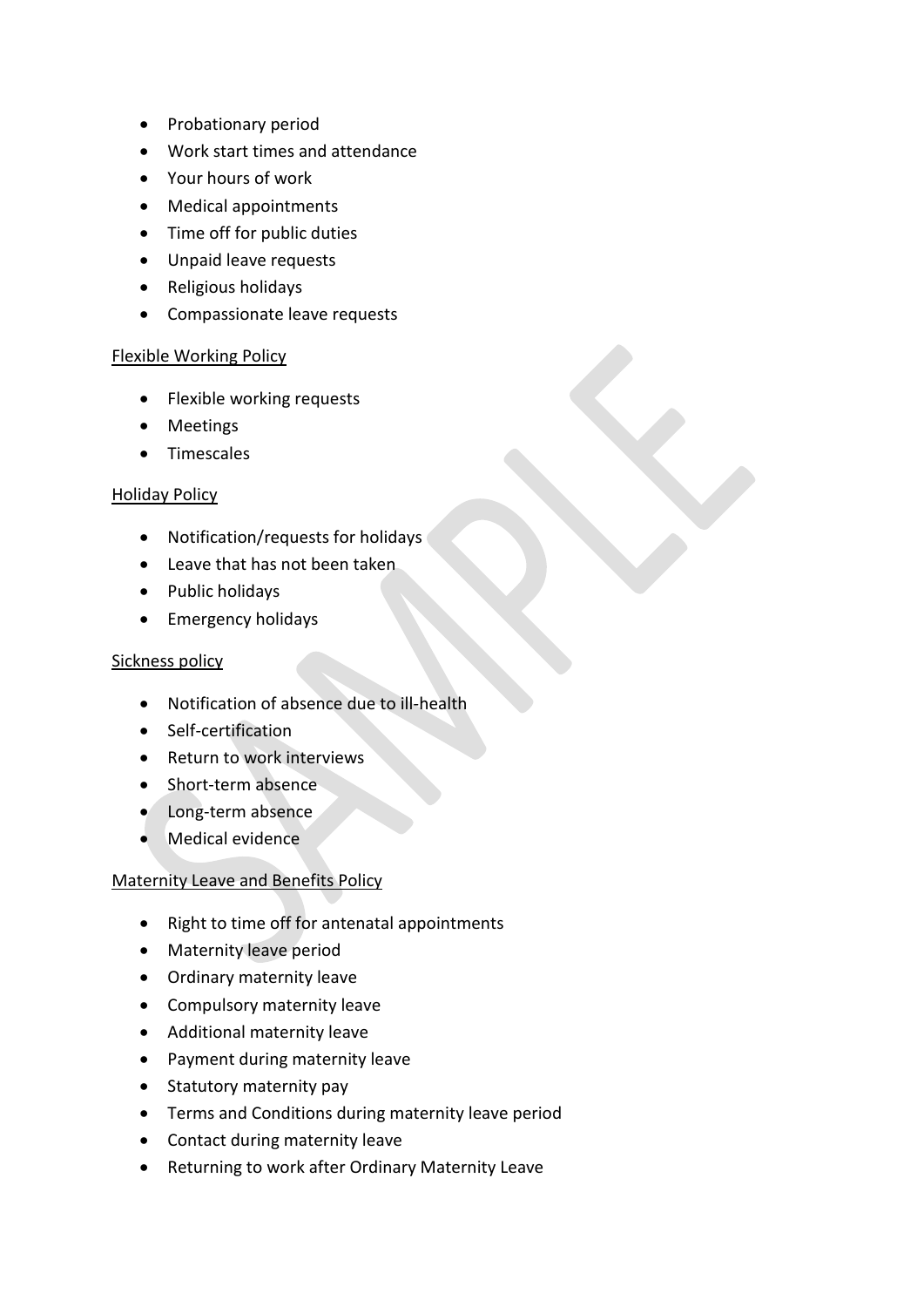- Probationary period
- Work start times and attendance
- Your hours of work
- Medical appointments
- Time off for public duties
- Unpaid leave requests
- Religious holidays
- Compassionate leave requests

Flexible Working Policy

- Flexible working requests
- Meetings
- Timescales

Holiday Policy

- Notification/requests for holidays
- Leave that has not been taken
- Public holidays
- Emergency holidays

Sickness policy

- Notification of absence due to ill-health
- Self-certification
- Return to work interviews
- Short-term absence
- Long-term absence
- Medical evidence

Maternity Leave and Benefits Policy

- Right to time off for antenatal appointments
- Maternity leave period
- Ordinary maternity leave
- Compulsory maternity leave
- Additional maternity leave
- Payment during maternity leave
- Statutory maternity pay
- Terms and Conditions during maternity leave period
- Contact during maternity leave
- Returning to work after Ordinary Maternity Leave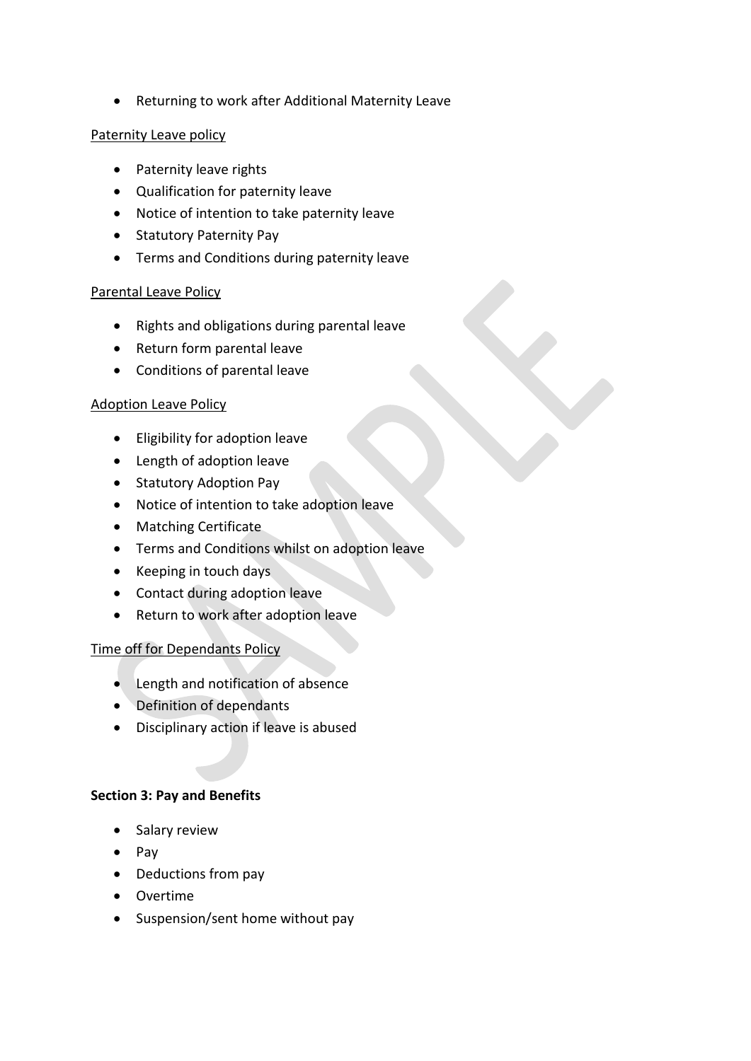- Returning to work after Additional Maternity Leave

Paternity Leave policy

- Paternity leave rights
- Qualification for paternity leave
- Notice of intention to take paternity leave
- Statutory Paternity Pay
- Terms and Conditions during paternity leave

Parental Leave Policy

- Rights and obligations during parental leave
- Return form parental leave
- Conditions of parental leave

Adoption Leave Policy

- Eligibility for adoption leave
- Length of adoption leave
- Statutory Adoption Pay
- Notice of intention to take adoption leave
- Matching Certificate
- Terms and Conditions whilst on adoption leave
- Keeping in touch days
- Contact during adoption leave
- Return to work after adoption leave

Time off for Dependants Policy

- Length and notification of absence
- Definition of dependants
- Disciplinary action if leave is abused

**Section 3: Pay and Benefits**

- Salary review
- Pay
- Deductions from pay
- Overtime
- Suspension/sent home without pay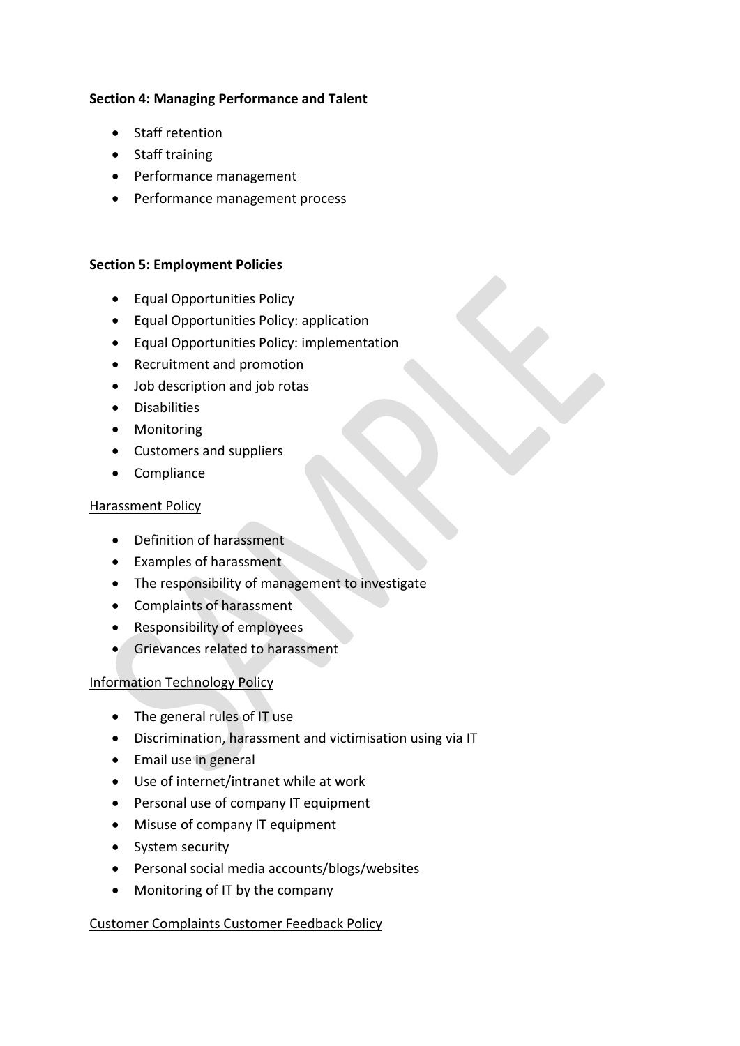**Section 4: Managing Performance and Talent**

- Staff retention
- Staff training
- Performance management
- Performance management process

**Section 5: Employment Policies**

- Equal Opportunities Policy
- Equal Opportunities Policy: application
- Equal Opportunities Policy: implementation
- Recruitment and promotion
- Job description and job rotas
- Disabilities
- Monitoring
- Customers and suppliers
- Compliance

<u>Harassment Policy</u>

- Definition of harassment
- Examples of harassment
- The responsibility of management to investigate
- Complaints of harassment
- Responsibility of employees
- Grievances related to harassment

<u>Information Technology Policy</u>

- The general rules of IT use
- Discrimination, harassment and victimisation using via IT
- Email use in general
- Use of internet/intranet while at work
- Personal use of company IT equipment
- Misuse of company IT equipment
- System security
- Personal social media accounts/blogs/websites
- Monitoring of IT by the company

<u>Customer Complaints Customer Feedback Policy</u>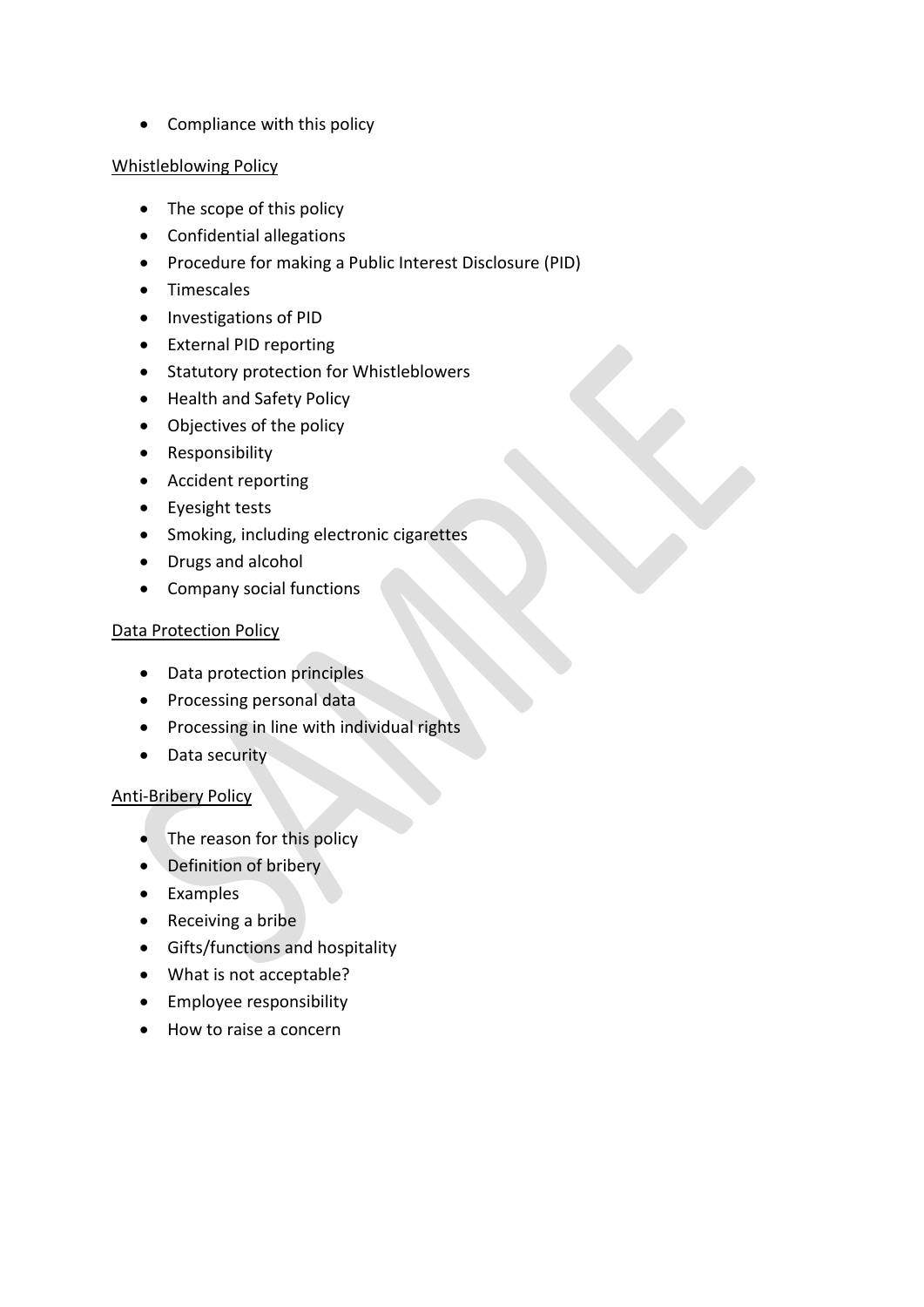- Compliance with this policy

Whistleblowing Policy

- The scope of this policy
- Confidential allegations
- Procedure for making a Public Interest Disclosure (PID)
- Timescales
- Investigations of PID
- External PID reporting
- Statutory protection for Whistleblowers
- Health and Safety Policy
- Objectives of the policy
- Responsibility
- Accident reporting
- Eyesight tests
- Smoking, including electronic cigarettes
- Drugs and alcohol
- Company social functions

Data Protection Policy

- Data protection principles
- Processing personal data
- Processing in line with individual rights
- Data security

Anti-Bribery Policy

- The reason for this policy
- Definition of bribery
- Examples
- Receiving a bribe
- Gifts/functions and hospitality
- What is not acceptable?
- Employee responsibility
- How to raise a concern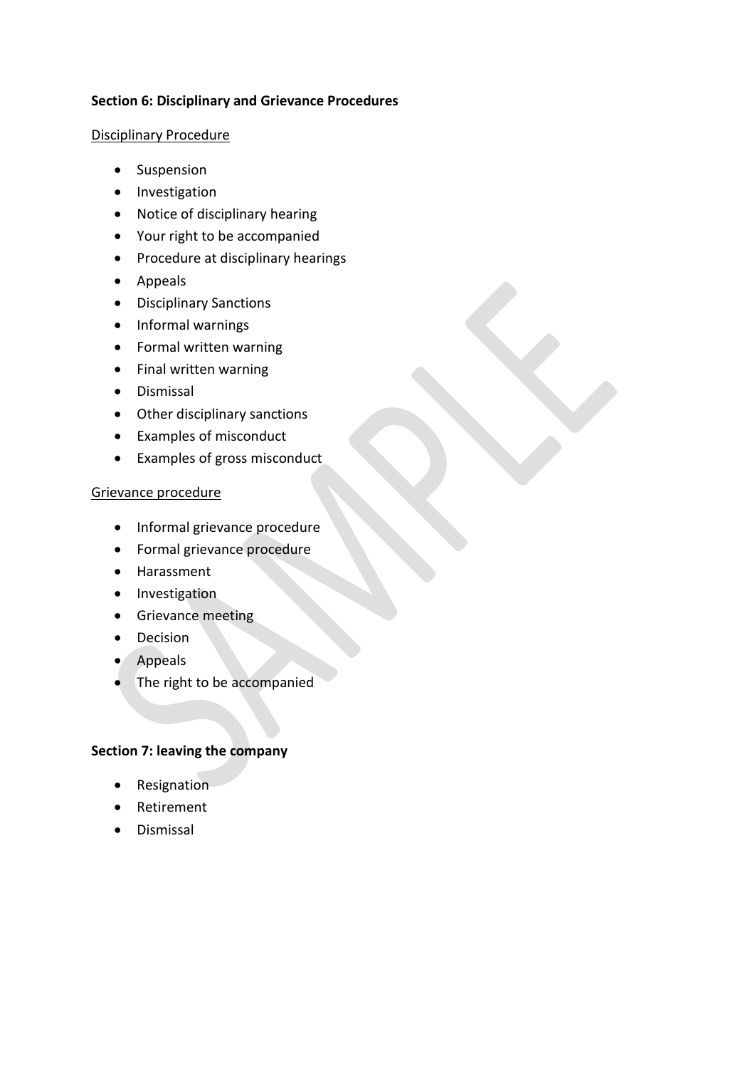**Section 6: Disciplinary and Grievance Procedures**

Disciplinary Procedure

- Suspension
- Investigation
- Notice of disciplinary hearing
- Your right to be accompanied
- Procedure at disciplinary hearings
- Appeals
- Disciplinary Sanctions
- Informal warnings
- Formal written warning
- Final written warning
- Dismissal
- Other disciplinary sanctions
- Examples of misconduct
- Examples of gross misconduct

Grievance procedure

- Informal grievance procedure
- Formal grievance procedure
- Harassment
- Investigation
- Grievance meeting
- Decision
- Appeals
- The right to be accompanied

**Section 7: leaving the company**

- Resignation
- Retirement
- Dismissal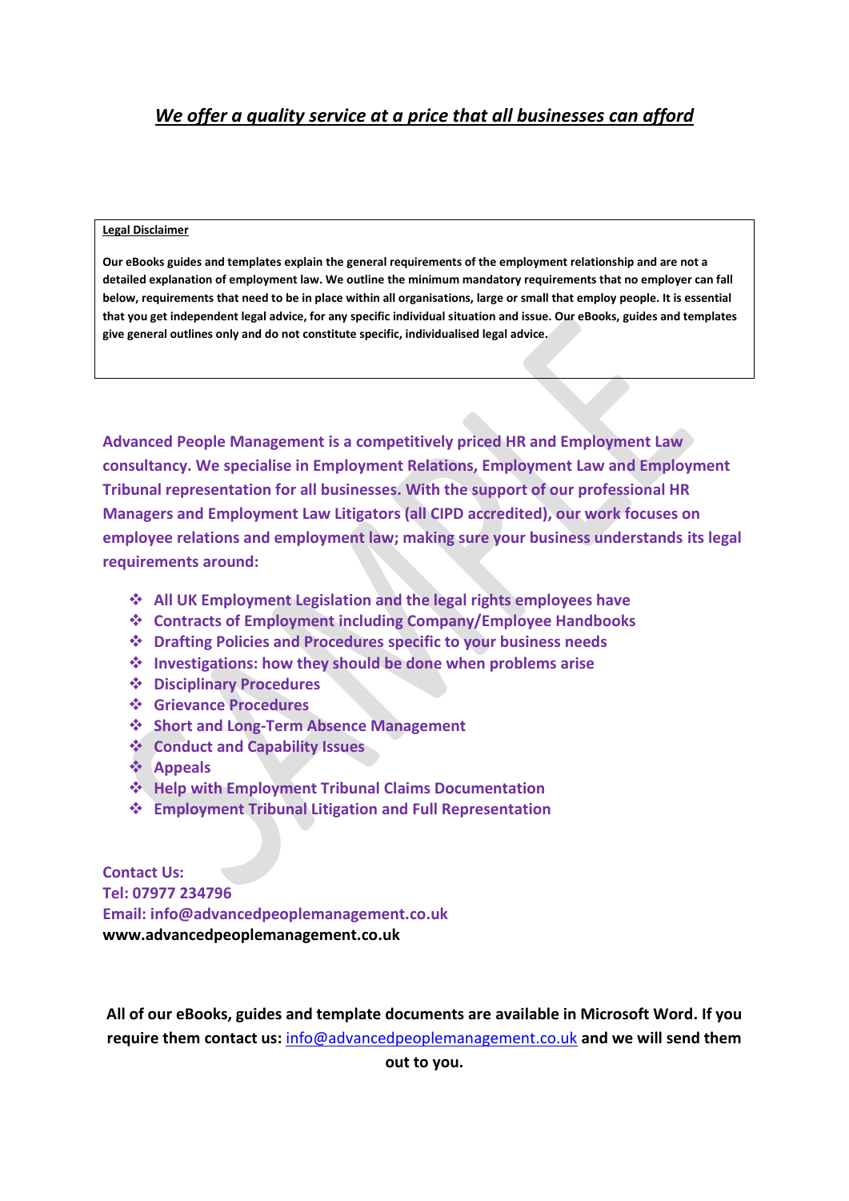***We offer a quality service at a price that all businesses can afford***

> **Legal Disclaimer**
>
> **Our eBooks guides and templates explain the general requirements of the employment relationship and are not a detailed explanation of employment law. We outline the minimum mandatory requirements that no employer can fall below, requirements that need to be in place within all organisations, large or small that employ people. It is essential that you get independent legal advice, for any specific individual situation and issue. Our eBooks, guides and templates give general outlines only and do not constitute specific, individualised legal advice.**

**Advanced People Management is a competitively priced HR and Employment Law consultancy. We specialise in Employment Relations, Employment Law and Employment Tribunal representation for all businesses. With the support of our professional HR Managers and Employment Law Litigators (all CIPD accredited), our work focuses on employee relations and employment law; making sure your business understands its legal requirements around:**

- **All UK Employment Legislation and the legal rights employees have**
- **Contracts of Employment including Company/Employee Handbooks**
- **Drafting Policies and Procedures specific to your business needs**
- **Investigations: how they should be done when problems arise**
- **Disciplinary Procedures**
- **Grievance Procedures**
- **Short and Long-Term Absence Management**
- **Conduct and Capability Issues**
- **Appeals**
- **Help with Employment Tribunal Claims Documentation**
- **Employment Tribunal Litigation and Full Representation**

**Contact Us:**
**Tel: 07977 234796**
**Email: info@advancedpeoplemanagement.co.uk**
**www.advancedpeoplemanagement.co.uk**

**All of our eBooks, guides and template documents are available in Microsoft Word. If you require them contact us: info@advancedpeoplemanagement.co.uk and we will send them out to you.**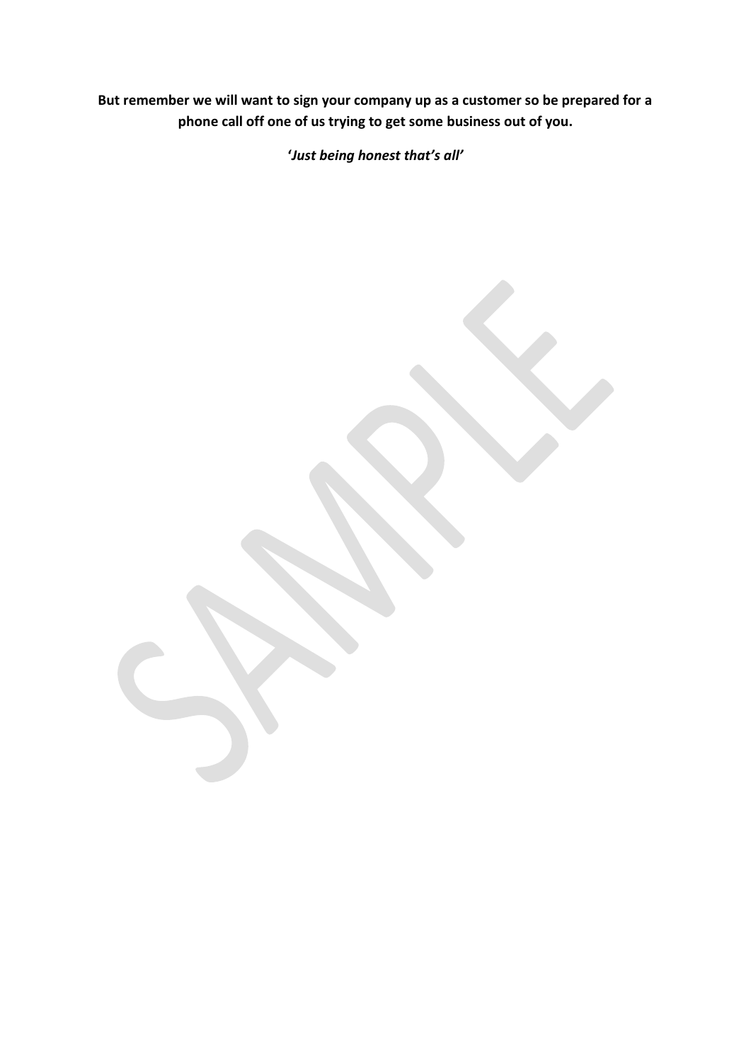**But remember we will want to sign your company up as a customer so be prepared for a phone call off one of us trying to get some business out of you.**

**'*Just being honest that's all*'**